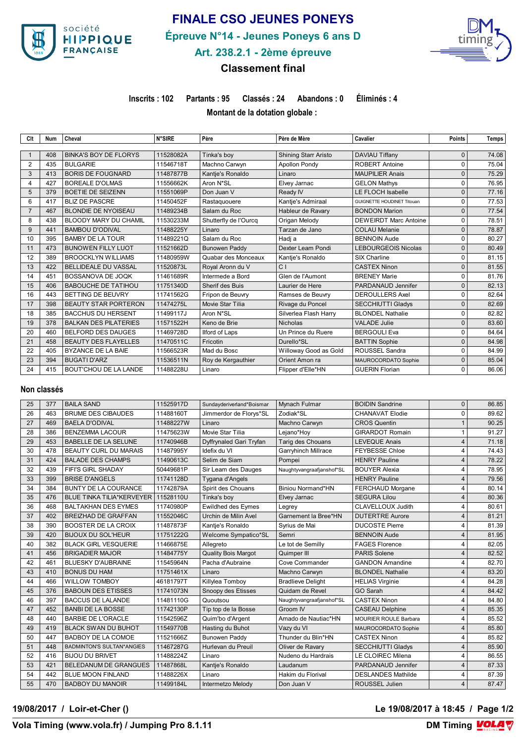# FINALE CSO JEUNES PONEYS

## Épreuve N°14 - Jeunes Poneys 6 ans D

## Art. 238.2.1 - 2ème épreuve

### Classement final

**Inscrits : 102  Partants : 95  Classés : 24  Abandons : 0  Éliminés : 4**

**Montant de la dotation globale :**

| Clt | Num | Cheval | N°SIRE | Père | Père de Mère | Cavalier | Points | Temps |
|---|---|---|---|---|---|---|---|---|
| 1 | 408 | BINKA'S BOY DE FLORYS | 11528082A | Tinka's boy | Shining Starr Aristo | DAVIAU Tiffany | 0 | 74.08 |
| 2 | 435 | BULGARIE | 11546718T | Machno Carwyn | Apollon Pondy | ROBERT Antoine | 0 | 75.04 |
| 3 | 413 | BORIS DE FOUGNARD | 11487877B | Kantje's Ronaldo | Linaro | MAUPILIER Anais | 0 | 75.29 |
| 4 | 427 | BOREALE D'OLMAS | 11556662K | Aron N*SL | Elvey Jarnac | GELON Mathys | 0 | 76.95 |
| 5 | 379 | BOETIE DE SEIZENN | 11551069P | Don Juan V | Ready IV | LE FLOCH Isabelle | 0 | 77.16 |
| 6 | 417 | BLIZ DE PASCRE | 11450452F | Rastaquouere | Kantje's Admiraal | GUIGNETTE HOUDINET Titouan | 0 | 77.53 |
| 7 | 467 | BLONDIE DE NYOISEAU | 11489234B | Salam du Roc | Hableur de Ravary | BONDON Marion | 0 | 77.54 |
| 8 | 438 | BLOODY MARY DU CHAMIL | 11530233M | Shutterfly de l'Ourcq | Origan Melody | DEWEIRDT Marc Antoine | 0 | 78.51 |
| 9 | 441 | BAMBOU D'ODIVAL | 11488225Y | Linaro | Tarzan de Jano | COLAU Melanie | 0 | 78.87 |
| 10 | 395 | BAMBY DE LA TOUR | 11489221Q | Salam du Roc | Hadj a | BENNOIN Aude | 0 | 80.27 |
| 11 | 473 | BUNOWEN FILLY LUOT | 11521662D | Bunowen Paddy | Dexter Leam Pondi | LEBOURGEOIS Nicolas | 0 | 80.49 |
| 12 | 389 | BROOCKLYN WILLIAMS | 11480959W | Quabar des Monceaux | Kantje's Ronaldo | SIX Charline | 0 | 81.15 |
| 13 | 422 | BELLIDEALE DU VASSAL | 11520873L | Royal Aronn du V | C I | CASTEX Ninon | 0 | 81.55 |
| 14 | 451 | BOSSANOVA DE JOQK | 11461689R | Intermede a Bord | Glen de l'Aumont | BRENEY Marie | 0 | 81.76 |
| 15 | 406 | BABOUCHE DE TATIHOU | 11751340D | Sherif des Buis | Laurier de Here | PARDANAUD Jennifer | 0 | 82.13 |
| 16 | 443 | BETTING DE BEUVRY | 11741562G | Fripon de Beuvry | Ramses de Beuvry | DEROULLERS Axel | 0 | 82.64 |
| 17 | 398 | BEAUTY STAR PORTERON | 11474275L | Movie Star Tilia | Rivage du Poncel | SECCHIUTTI Gladys | 0 | 82.69 |
| 18 | 385 | BACCHUS DU HERSENT | 11499117J | Aron N*SL | Silverlea Flash Harry | BLONDEL Nathalie | 0 | 82.82 |
| 19 | 378 | BALKAN DES PILATERIES | 11571522H | Keno de Brie | Nicholas | VALADE Julie | 0 | 83.60 |
| 20 | 460 | BELFORD DES DAUGES | 11469728D | Ilford of Laps | Un Prince du Ruere | BERGOULI Eva | 0 | 84.64 |
| 21 | 458 | BEAUTY DES FLAYELLES | 11470511C | Fricotin | Durello*SL | BATTIN Sophie | 0 | 84.98 |
| 22 | 405 | BYZANCE DE LA BAIE | 11566523R | Mad du Bosc | Willoway Good as Gold | ROUSSEL Sandra | 0 | 84.99 |
| 23 | 394 | BUGATI D'ARZ | 11536511N | Roy de Kergauthier | Orient Amon ra | MAUROCORDATO Sophie | 0 | 85.04 |
| 24 | 415 | BOUT'CHOU DE LA LANDE | 11488228U | Linaro | Flipper d'Elle*HN | GUERIN Florian | 0 | 86.06 |

## Non classés

| Clt | Num | Cheval | N°SIRE | Père | Père de Mère | Cavalier | Points | Temps |
|---|---|---|---|---|---|---|---|---|
| 25 | 377 | BAILA SAND | 11525917D | Sundayderiverland*Boismar | Mynach Fulmar | BOIDIN Sandrine | 0 | 86.85 |
| 26 | 463 | BRUME DES CIBAUDES | 11488160T | Jimmerdor de Florys*SL | Zodiak*SL | CHANAVAT Elodie | 0 | 89.62 |
| 27 | 469 | BAELA D'ODIVAL | 11488227W | Linaro | Machno Carwyn | CROS Quentin | 1 | 90.25 |
| 28 | 386 | BENZEMMA LACOUR | 11475623W | Movie Star Tilia | Lejano*Hoy | GIRARDOT Romain | 1 | 91.27 |
| 29 | 453 | BABELLE DE LA SELUNE | 11740946B | Dyffrynaled Gari Tryfan | Tarig des Chouans | LEVEQUE Anais | 4 | 71.18 |
| 30 | 478 | BEAUTY CURL DU MARAIS | 11487995Y | Idefix du VI | Garryhinch Millrace | FEYBESSE Chloe | 4 | 74.43 |
| 31 | 424 | BALADE DES CHAMPS | 11490613C | Selim de Siam | Pompei | HENRY Pauline | 4 | 78.22 |
| 32 | 439 | FIFI'S GIRL SHADAY | 50449681P | Sir Leam des Dauges | Naughtyvangraafjanshof*SL | BOUYER Alexia | 4 | 78.95 |
| 33 | 399 | BRISE D'ANGELS | 11741128D | Tygana d'Angels | | HENRY Pauline | 4 | 79.56 |
| 34 | 384 | BUNTY DE LA COURANCE | 11742879A | Spirit des Chouans | Biniou Normand*HN | FERCHAUD Morgane | 4 | 80.14 |
| 35 | 476 | BLUE TINKA TILIA*KERVEYER | 11528110U | Tinka's boy | Elvey Jarnac | SEGURA Lilou | 4 | 80.36 |
| 36 | 468 | BALTAKHAN DES EYMES | 11740980P | Ewildhed des Eymes | Legrey | CLAVELLOUX Judith | 4 | 80.61 |
| 37 | 402 | BREIZHAD DE GRAFFAN | 11552046C | Urchin de Milin Avel | Garnement la Bree*HN | DUTERTRE Aurore | 4 | 81.21 |
| 38 | 390 | BOOSTER DE LA CROIX | 11487873F | Kantje's Ronaldo | Syrius de Mai | DUCOSTE Pierre | 4 | 81.39 |
| 39 | 420 | BIJOUX DU SOL'HEUR | 11751222G | Welcome Sympatico*SL | Semri | BENNOIN Aude | 4 | 81.95 |
| 40 | 382 | BLACK GIRL VESQUERIE | 11466875E | Allegreto | Le tot de Semilly | FAGES Florence | 4 | 82.05 |
| 41 | 456 | BRIGADIER MAJOR | 11484775Y | Quality Bois Margot | Quimper III | PARIS Solene | 4 | 82.52 |
| 42 | 461 | BLUESKY D'AUBRAINE | 11545964N | Pacha d'Aubraine | Cove Commander | GANDON Amandine | 4 | 82.70 |
| 43 | 410 | BONUS DU HAM | 11751461X | Linaro | Machno Carwyn | BLONDEL Nathalie | 4 | 83.20 |
| 44 | 466 | WILLOW TOMBOY | 46181797T | Killylea Tomboy | Bradlieve Delight | HELIAS Virginie | 4 | 84.28 |
| 45 | 376 | BABOUN DES ETISSES | 11741073N | Snoopy des Etisses | Quidam de Revel | GO Sarah | 4 | 84.42 |
| 46 | 397 | BACCUS DE LALANDE | 11481110G | Quoutsou | Naughtyvangraafjanshof*SL | CASTEX Ninon | 4 | 84.80 |
| 47 | 452 | BANBI DE LA BOSSE | 11742130P | Tip top de la Bosse | Groom IV | CASEAU Delphine | 4 | 85.35 |
| 48 | 440 | BARBIE DE L'ORACLE | 11542596Z | Quim'bo d'Argent | Amado de Nautiac*HN | MOURIER ROULE Barbara | 4 | 85.52 |
| 49 | 419 | BLACK SWAN DU BUHOT | 11549770B | Hasting du Buhot | Vazy du VI | MAUROCORDATO Sophie | 4 | 85.80 |
| 50 | 447 | BADBOY DE LA COMOE | 11521666Z | Bunowen Paddy | Thunder du Blin*HN | CASTEX Ninon | 4 | 85.82 |
| 51 | 448 | BADMINTON'S SULTAN*ANGIES | 11467287G | Hurlevan du Preuil | Oliver de Ravary | SECCHIUTTI Gladys | 4 | 85.90 |
| 52 | 416 | BIJOU DU BRIVET | 11488224Z | Linaro | Nudeno du Hardrais | LE CLOIREC Milena | 4 | 86.55 |
| 53 | 421 | BELEDANUM DE GRANGUES | 11487868L | Kantje's Ronaldo | Laudanum | PARDANAUD Jennifer | 4 | 87.33 |
| 54 | 442 | BLUE MOON FINLAND | 11488226X | Linaro | Hakim du Florival | DESLANDES Mathilde | 4 | 87.39 |
| 55 | 470 | BADBOY DU MANOIR | 11499184L | Intermetzo Melody | Don Juan V | ROUSSEL Julien | 4 | 87.47 |

**19/08/2017 / Loir-et-Cher ()**

**Le 19/08/2017 à 18:45**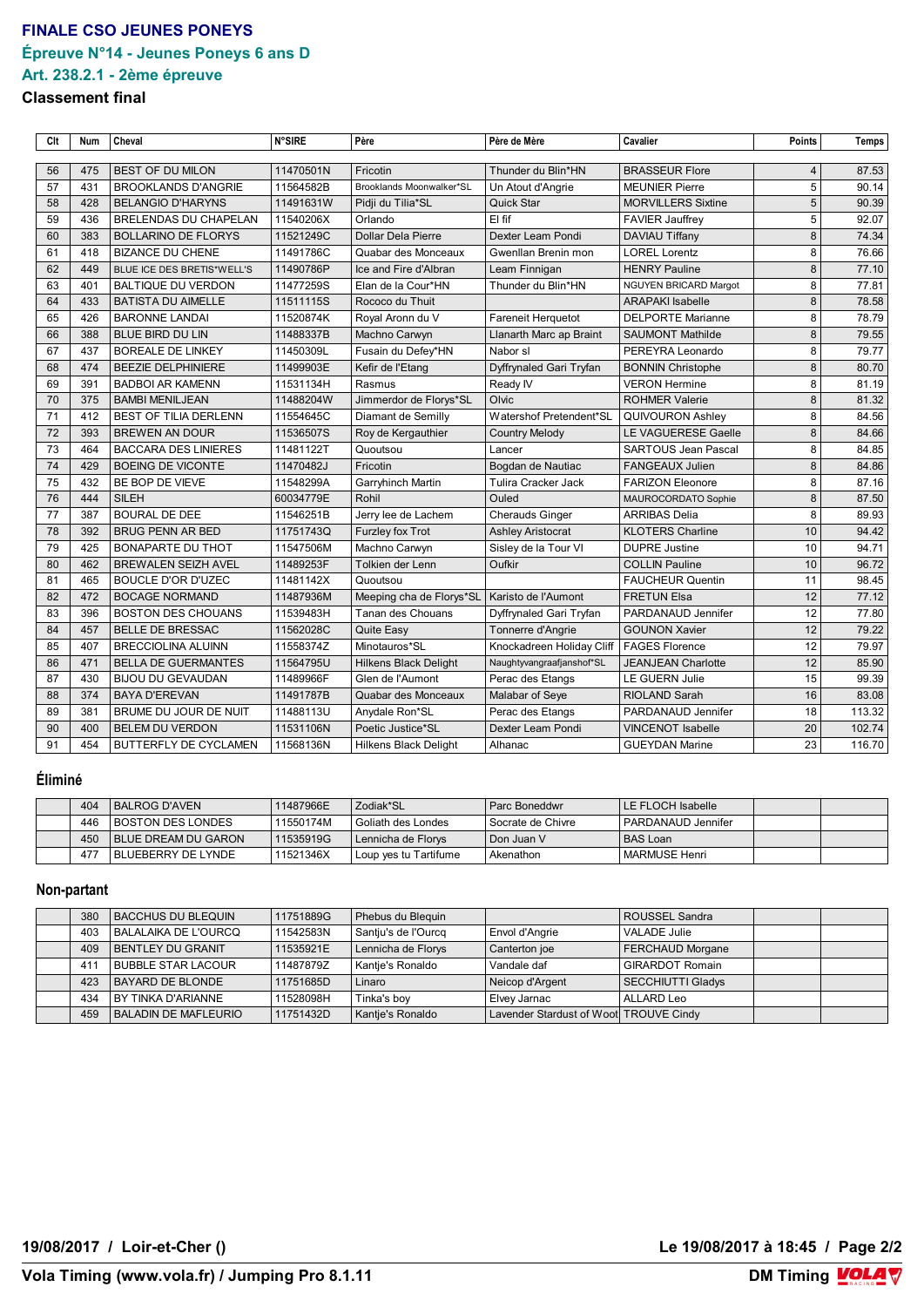# FINALE CSO JEUNES PONEYS

## Épreuve N°14 - Jeunes Poneys 6 ans D

## Art. 238.2.1 - 2ème épreuve

### Classement final

| Clt | Num | Cheval | N°SIRE | Père | Père de Mère | Cavalier | Points | Temps |
|---|---|---|---|---|---|---|---|---|
| 56 | 475 | BEST OF DU MILON | 11470501N | Fricotin | Thunder du Blin*HN | BRASSEUR Flore | 4 | 87.53 |
| 57 | 431 | BROOKLANDS D'ANGRIE | 11564582B | Brooklands Moonwalker*SL | Un Atout d'Angrie | MEUNIER Pierre | 5 | 90.14 |
| 58 | 428 | BELANGIO D'HARYNS | 11491631W | Pidji du Tilia*SL | Quick Star | MORVILLERS Sixtine | 5 | 90.39 |
| 59 | 436 | BRELENDAS DU CHAPELAN | 11540206X | Orlando | El fif | FAVIER Jauffrey | 5 | 92.07 |
| 60 | 383 | BOLLARINO DE FLORYS | 11521249C | Dollar Dela Pierre | Dexter Leam Pondi | DAVIAU Tiffany | 8 | 74.34 |
| 61 | 418 | BIZANCE DU CHENE | 11491786C | Quabar des Monceaux | Gwenllan Brenin mon | LOREL Lorentz | 8 | 76.66 |
| 62 | 449 | BLUE ICE DES BRETIS*WELL'S | 11490786P | Ice and Fire d'Albran | Leam Finnigan | HENRY Pauline | 8 | 77.10 |
| 63 | 401 | BALTIQUE DU VERDON | 11477259S | Elan de la Cour*HN | Thunder du Blin*HN | NGUYEN BRICARD Margot | 8 | 77.81 |
| 64 | 433 | BATISTA DU AIMELLE | 11511115S | Rococo du Thuit | | ARAPAKI Isabelle | 8 | 78.58 |
| 65 | 426 | BARONNE LANDAI | 11520874K | Royal Aronn du V | Fareneit Herquetot | DELPORTE Marianne | 8 | 78.79 |
| 66 | 388 | BLUE BIRD DU LIN | 11488337B | Machno Carwyn | Llanarth Marc ap Braint | SAUMONT Mathilde | 8 | 79.55 |
| 67 | 437 | BOREALE DE LINKEY | 11450309L | Fusain du Defey*HN | Nabor sl | PEREYRA Leonardo | 8 | 79.77 |
| 68 | 474 | BEEZIE DELPHINIERE | 11499903E | Kefir de l'Etang | Dyffrynaled Gari Tryfan | BONNIN Christophe | 8 | 80.70 |
| 69 | 391 | BADBOI AR KAMENN | 11531134H | Rasmus | Ready IV | VERON Hermine | 8 | 81.19 |
| 70 | 375 | BAMBI MENILJEAN | 11488204W | Jimmerdor de Florys*SL | Olvic | ROHMER Valerie | 8 | 81.32 |
| 71 | 412 | BEST OF TILIA DERLENN | 11554645C | Diamant de Semilly | Watershof Pretendent*SL | QUIVOURON Ashley | 8 | 84.56 |
| 72 | 393 | BREWEN AN DOUR | 11536507S | Roy de Kergauthier | Country Melody | LE VAGUERESE Gaelle | 8 | 84.66 |
| 73 | 464 | BACCARA DES LINIERES | 11481122T | Quoutsou | Lancer | SARTOUS Jean Pascal | 8 | 84.85 |
| 74 | 429 | BOEING DE VICONTE | 11470482J | Fricotin | Bogdan de Nautiac | FANGEAUX Julien | 8 | 84.86 |
| 75 | 432 | BE BOP DE VIEVE | 11548299A | Garryhinch Martin | Tulira Cracker Jack | FARIZON Eleonore | 8 | 87.16 |
| 76 | 444 | SILEH | 60034779E | Rohil | Ouled | MAUROCORDATO Sophie | 8 | 87.50 |
| 77 | 387 | BOURAL DE DEE | 11546251B | Jerry lee de Lachem | Cherauds Ginger | ARRIBAS Delia | 8 | 89.93 |
| 78 | 392 | BRUG PENN AR BED | 11751743Q | Furzley fox Trot | Ashley Aristocrat | KLOTERS Charline | 10 | 94.42 |
| 79 | 425 | BONAPARTE DU THOT | 11547506M | Machno Carwyn | Sisley de la Tour VI | DUPRE Justine | 10 | 94.71 |
| 80 | 462 | BREWALEN SEIZH AVEL | 11489253F | Tolkien der Lenn | Oufkir | COLLIN Pauline | 10 | 96.72 |
| 81 | 465 | BOUCLE D'OR D'UZEC | 11481142X | Quoutsou | | FAUCHEUR Quentin | 11 | 98.45 |
| 82 | 472 | BOCAGE NORMAND | 11487936M | Meeping cha de Florys*SL | Karisto de l'Aumont | FRETUN Elsa | 12 | 77.12 |
| 83 | 396 | BOSTON DES CHOUANS | 11539483H | Tanan des Chouans | Dyffrynaled Gari Tryfan | PARDANAUD Jennifer | 12 | 77.80 |
| 84 | 457 | BELLE DE BRESSAC | 11562028C | Quite Easy | Tonnerre d'Angrie | GOUNON Xavier | 12 | 79.22 |
| 85 | 407 | BRECCIOLINA ALUINN | 11558374Z | Minotauros*SL | Knockadreen Holiday Cliff | FAGES Florence | 12 | 79.97 |
| 86 | 471 | BELLA DE GUERMANTES | 11564795U | Hilkens Black Delight | Naughtyvangraafjanshof*SL | JEANJEAN Charlotte | 12 | 85.90 |
| 87 | 430 | BIJOU DU GEVAUDAN | 11489966F | Glen de l'Aumont | Perac des Etangs | LE GUERN Julie | 15 | 99.39 |
| 88 | 374 | BAYA D'EREVAN | 11491787B | Quabar des Monceaux | Malabar of Seye | RIOLAND Sarah | 16 | 83.08 |
| 89 | 381 | BRUME DU JOUR DE NUIT | 11488113U | Anydale Ron*SL | Perac des Etangs | PARDANAUD Jennifer | 18 | 113.32 |
| 90 | 400 | BELEM DU VERDON | 11531106N | Poetic Justice*SL | Dexter Leam Pondi | VINCENOT Isabelle | 20 | 102.74 |
| 91 | 454 | BUTTERFLY DE CYCLAMEN | 11568136N | Hilkens Black Delight | Alhanac | GUEYDAN Marine | 23 | 116.70 |

### Éliminé

| | | | | | | | | |
|---|---|---|---|---|---|---|---|---|
| | 404 | BALROG D'AVEN | 11487966E | Zodiak*SL | Parc Boneddwr | LE FLOCH Isabelle | | |
| | 446 | BOSTON DES LONDES | 11550174M | Goliath des Londes | Socrate de Chivre | PARDANAUD Jennifer | | |
| | 450 | BLUE DREAM DU GARON | 11535919G | Lennicha de Florys | Don Juan V | BAS Loan | | |
| | 477 | BLUEBERRY DE LYNDE | 11521346X | Loup yes tu Tartifume | Akenathon | MARMUSE Henri | | |

### Non-partant

| | | | | | | | | |
|---|---|---|---|---|---|---|---|---|
| | 380 | BACCHUS DU BLEQUIN | 11751889G | Phebus du Blequin | | ROUSSEL Sandra | | |
| | 403 | BALALAIKA DE L'OURCQ | 11542583N | Santju's de l'Ourcq | Envol d'Angrie | VALADE Julie | | |
| | 409 | BENTLEY DU GRANIT | 11535921E | Lennicha de Florys | Canterton joe | FERCHAUD Morgane | | |
| | 411 | BUBBLE STAR LACOUR | 11487879Z | Kantje's Ronaldo | Vandale daf | GIRARDOT Romain | | |
| | 423 | BAYARD DE BLONDE | 11751685D | Linaro | Neicop d'Argent | SECCHIUTTI Gladys | | |
| | 434 | BY TINKA D'ARIANNE | 11528098H | Tinka's boy | Elvey Jarnac | ALLARD Leo | | |
| | 459 | BALADIN DE MAFLEURIO | 11751432D | Kantje's Ronaldo | Lavender Stardust of Woot | TROUVE Cindy | | |

19/08/2017 / Loir-et-Cher () — Le 19/08/2017 à 18:45

Vola Timing (www.vola.fr) / Jumping Pro 8.1.11 — DM Timing